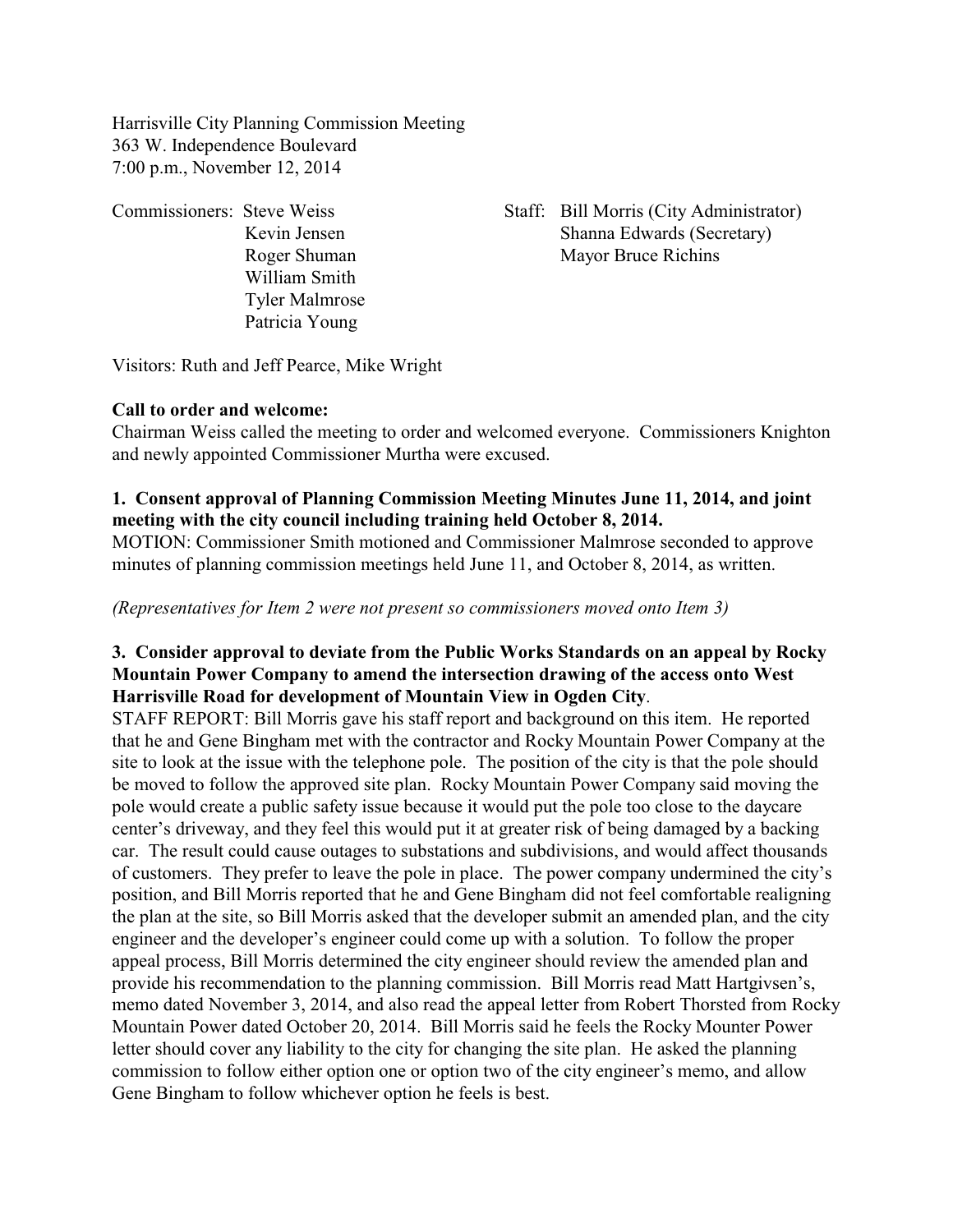Harrisville City Planning Commission Meeting
363 W. Independence Boulevard
7:00 p.m., November 12, 2014

Commissioners: Steve Weiss
Kevin Jensen
Roger Shuman
William Smith
Tyler Malmrose
Patricia Young

Staff: Bill Morris (City Administrator)
Shanna Edwards (Secretary)
Mayor Bruce Richins

Visitors: Ruth and Jeff Pearce, Mike Wright

**Call to order and welcome:**
Chairman Weiss called the meeting to order and welcomed everyone. Commissioners Knighton and newly appointed Commissioner Murtha were excused.

**1. Consent approval of Planning Commission Meeting Minutes June 11, 2014, and joint meeting with the city council including training held October 8, 2014.**
MOTION: Commissioner Smith motioned and Commissioner Malmrose seconded to approve minutes of planning commission meetings held June 11, and October 8, 2014, as written.

*(Representatives for Item 2 were not present so commissioners moved onto Item 3)*

**3. Consider approval to deviate from the Public Works Standards on an appeal by Rocky Mountain Power Company to amend the intersection drawing of the access onto West Harrisville Road for development of Mountain View in Ogden City**.
STAFF REPORT: Bill Morris gave his staff report and background on this item. He reported that he and Gene Bingham met with the contractor and Rocky Mountain Power Company at the site to look at the issue with the telephone pole. The position of the city is that the pole should be moved to follow the approved site plan. Rocky Mountain Power Company said moving the pole would create a public safety issue because it would put the pole too close to the daycare center's driveway, and they feel this would put it at greater risk of being damaged by a backing car. The result could cause outages to substations and subdivisions, and would affect thousands of customers. They prefer to leave the pole in place. The power company undermined the city's position, and Bill Morris reported that he and Gene Bingham did not feel comfortable realigning the plan at the site, so Bill Morris asked that the developer submit an amended plan, and the city engineer and the developer's engineer could come up with a solution. To follow the proper appeal process, Bill Morris determined the city engineer should review the amended plan and provide his recommendation to the planning commission. Bill Morris read Matt Hartgivsen's, memo dated November 3, 2014, and also read the appeal letter from Robert Thorsted from Rocky Mountain Power dated October 20, 2014. Bill Morris said he feels the Rocky Mounter Power letter should cover any liability to the city for changing the site plan. He asked the planning commission to follow either option one or option two of the city engineer's memo, and allow Gene Bingham to follow whichever option he feels is best.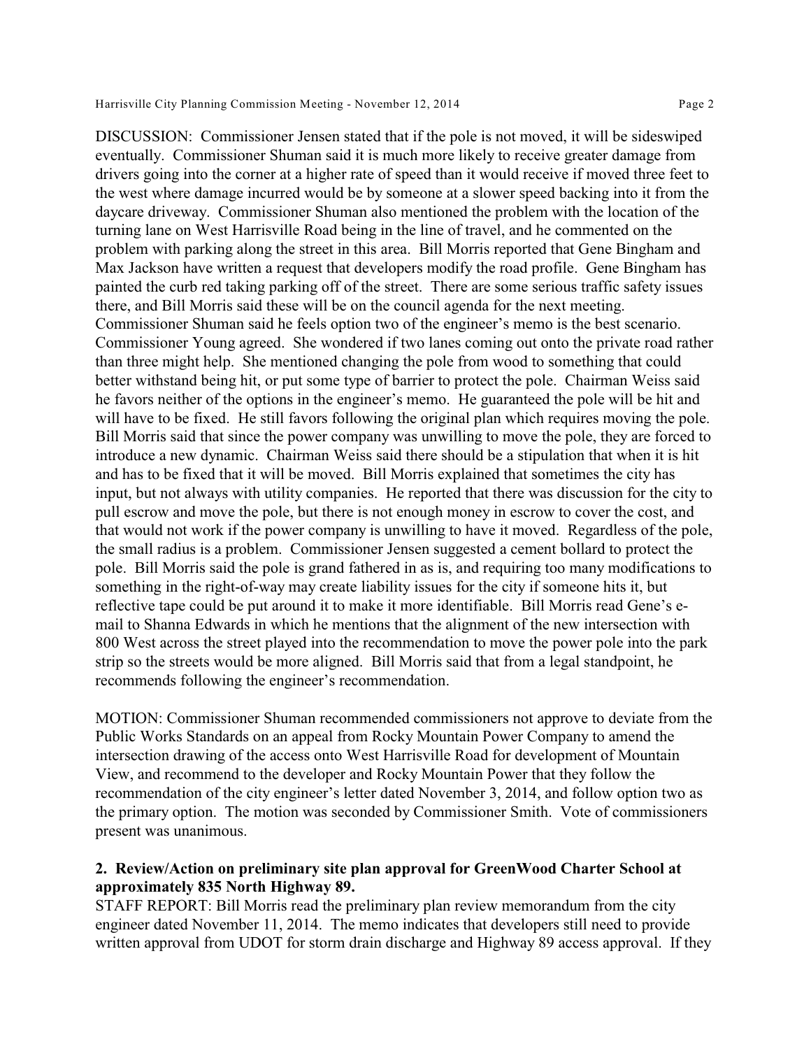DISCUSSION: Commissioner Jensen stated that if the pole is not moved, it will be sideswiped eventually. Commissioner Shuman said it is much more likely to receive greater damage from drivers going into the corner at a higher rate of speed than it would receive if moved three feet to the west where damage incurred would be by someone at a slower speed backing into it from the daycare driveway. Commissioner Shuman also mentioned the problem with the location of the turning lane on West Harrisville Road being in the line of travel, and he commented on the problem with parking along the street in this area. Bill Morris reported that Gene Bingham and Max Jackson have written a request that developers modify the road profile. Gene Bingham has painted the curb red taking parking off of the street. There are some serious traffic safety issues there, and Bill Morris said these will be on the council agenda for the next meeting. Commissioner Shuman said he feels option two of the engineer's memo is the best scenario. Commissioner Young agreed. She wondered if two lanes coming out onto the private road rather than three might help. She mentioned changing the pole from wood to something that could better withstand being hit, or put some type of barrier to protect the pole. Chairman Weiss said he favors neither of the options in the engineer's memo. He guaranteed the pole will be hit and will have to be fixed. He still favors following the original plan which requires moving the pole. Bill Morris said that since the power company was unwilling to move the pole, they are forced to introduce a new dynamic. Chairman Weiss said there should be a stipulation that when it is hit and has to be fixed that it will be moved. Bill Morris explained that sometimes the city has input, but not always with utility companies. He reported that there was discussion for the city to pull escrow and move the pole, but there is not enough money in escrow to cover the cost, and that would not work if the power company is unwilling to have it moved. Regardless of the pole, the small radius is a problem. Commissioner Jensen suggested a cement bollard to protect the pole. Bill Morris said the pole is grand fathered in as is, and requiring too many modifications to something in the right-of-way may create liability issues for the city if someone hits it, but reflective tape could be put around it to make it more identifiable. Bill Morris read Gene's e-mail to Shanna Edwards in which he mentions that the alignment of the new intersection with 800 West across the street played into the recommendation to move the power pole into the park strip so the streets would be more aligned. Bill Morris said that from a legal standpoint, he recommends following the engineer's recommendation.

MOTION: Commissioner Shuman recommended commissioners not approve to deviate from the Public Works Standards on an appeal from Rocky Mountain Power Company to amend the intersection drawing of the access onto West Harrisville Road for development of Mountain View, and recommend to the developer and Rocky Mountain Power that they follow the recommendation of the city engineer's letter dated November 3, 2014, and follow option two as the primary option. The motion was seconded by Commissioner Smith. Vote of commissioners present was unanimous.

**2. Review/Action on preliminary site plan approval for GreenWood Charter School at approximately 835 North Highway 89.**

STAFF REPORT: Bill Morris read the preliminary plan review memorandum from the city engineer dated November 11, 2014. The memo indicates that developers still need to provide written approval from UDOT for storm drain discharge and Highway 89 access approval. If they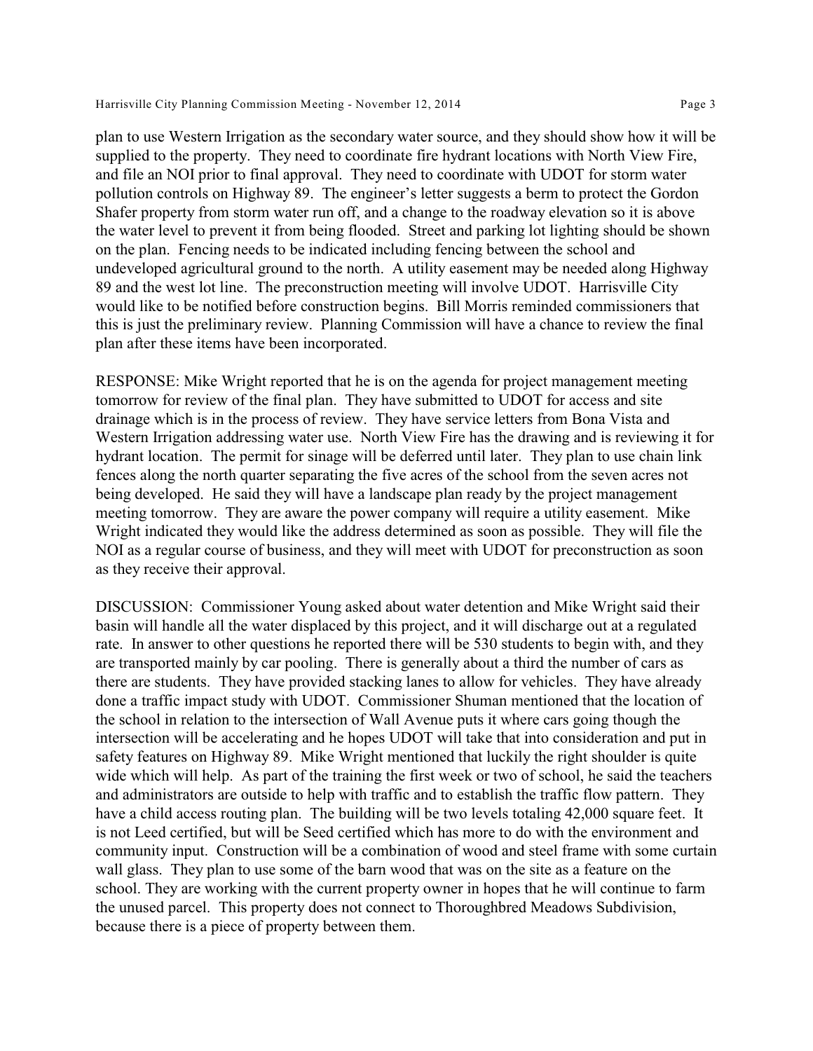plan to use Western Irrigation as the secondary water source, and they should show how it will be supplied to the property. They need to coordinate fire hydrant locations with North View Fire, and file an NOI prior to final approval. They need to coordinate with UDOT for storm water pollution controls on Highway 89. The engineer's letter suggests a berm to protect the Gordon Shafer property from storm water run off, and a change to the roadway elevation so it is above the water level to prevent it from being flooded. Street and parking lot lighting should be shown on the plan. Fencing needs to be indicated including fencing between the school and undeveloped agricultural ground to the north. A utility easement may be needed along Highway 89 and the west lot line. The preconstruction meeting will involve UDOT. Harrisville City would like to be notified before construction begins. Bill Morris reminded commissioners that this is just the preliminary review. Planning Commission will have a chance to review the final plan after these items have been incorporated.

RESPONSE: Mike Wright reported that he is on the agenda for project management meeting tomorrow for review of the final plan. They have submitted to UDOT for access and site drainage which is in the process of review. They have service letters from Bona Vista and Western Irrigation addressing water use. North View Fire has the drawing and is reviewing it for hydrant location. The permit for sinage will be deferred until later. They plan to use chain link fences along the north quarter separating the five acres of the school from the seven acres not being developed. He said they will have a landscape plan ready by the project management meeting tomorrow. They are aware the power company will require a utility easement. Mike Wright indicated they would like the address determined as soon as possible. They will file the NOI as a regular course of business, and they will meet with UDOT for preconstruction as soon as they receive their approval.

DISCUSSION: Commissioner Young asked about water detention and Mike Wright said their basin will handle all the water displaced by this project, and it will discharge out at a regulated rate. In answer to other questions he reported there will be 530 students to begin with, and they are transported mainly by car pooling. There is generally about a third the number of cars as there are students. They have provided stacking lanes to allow for vehicles. They have already done a traffic impact study with UDOT. Commissioner Shuman mentioned that the location of the school in relation to the intersection of Wall Avenue puts it where cars going though the intersection will be accelerating and he hopes UDOT will take that into consideration and put in safety features on Highway 89. Mike Wright mentioned that luckily the right shoulder is quite wide which will help. As part of the training the first week or two of school, he said the teachers and administrators are outside to help with traffic and to establish the traffic flow pattern. They have a child access routing plan. The building will be two levels totaling 42,000 square feet. It is not Leed certified, but will be Seed certified which has more to do with the environment and community input. Construction will be a combination of wood and steel frame with some curtain wall glass. They plan to use some of the barn wood that was on the site as a feature on the school. They are working with the current property owner in hopes that he will continue to farm the unused parcel. This property does not connect to Thoroughbred Meadows Subdivision, because there is a piece of property between them.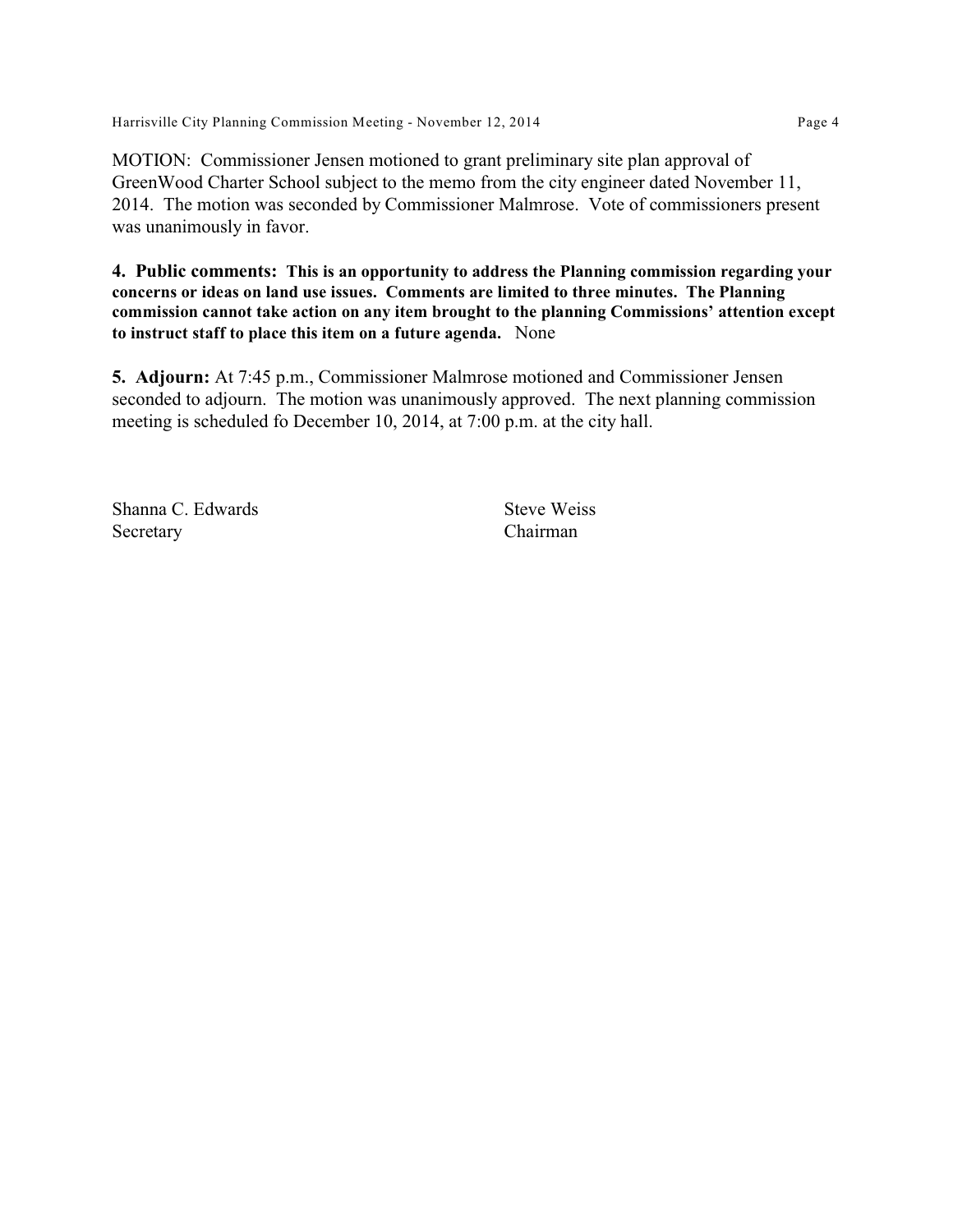MOTION: Commissioner Jensen motioned to grant preliminary site plan approval of GreenWood Charter School subject to the memo from the city engineer dated November 11, 2014. The motion was seconded by Commissioner Malmrose. Vote of commissioners present was unanimously in favor.

**4. Public comments: This is an opportunity to address the Planning commission regarding your concerns or ideas on land use issues. Comments are limited to three minutes. The Planning commission cannot take action on any item brought to the planning Commissions' attention except to instruct staff to place this item on a future agenda.** None

**5. Adjourn:** At 7:45 p.m., Commissioner Malmrose motioned and Commissioner Jensen seconded to adjourn. The motion was unanimously approved. The next planning commission meeting is scheduled fo December 10, 2014, at 7:00 p.m. at the city hall.

Shanna C. Edwards
Secretary

Steve Weiss
Chairman